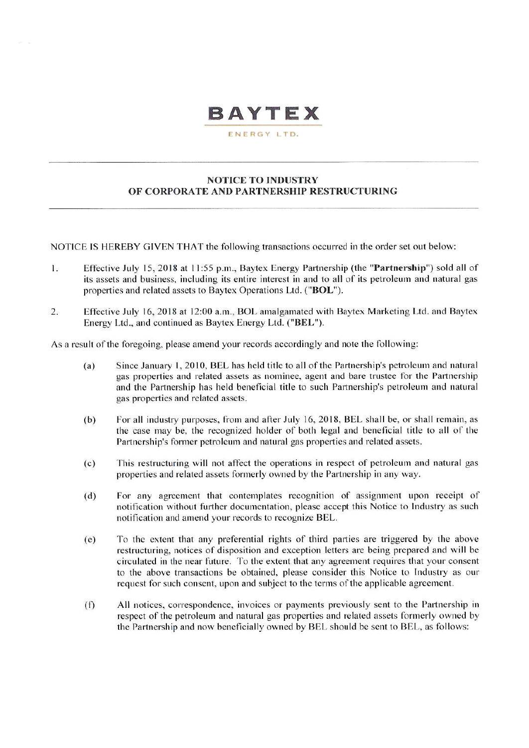# BAYTEX

ENERGY LTD.

## NOTICE TO INDUSTRY
## OF CORPORATE AND PARTNERSHIP RESTRUCTURING

NOTICE IS HEREBY GIVEN THAT the following transactions occurred in the order set out below:

1. Effective July 15, 2018 at 11:55 p.m., Baytex Energy Partnership (the "**Partnership**") sold all of its assets and business, including its entire interest in and to all of its petroleum and natural gas properties and related assets to Baytex Operations Ltd. ("**BOL**").

2. Effective July 16, 2018 at 12:00 a.m., BOL amalgamated with Baytex Marketing Ltd. and Baytex Energy Ltd., and continued as Baytex Energy Ltd. ("**BEL**").

As a result of the foregoing, please amend your records accordingly and note the following:

(a) Since January 1, 2010, BEL has held title to all of the Partnership's petroleum and natural gas properties and related assets as nominee, agent and bare trustee for the Partnership and the Partnership has held beneficial title to such Partnership's petroleum and natural gas properties and related assets.

(b) For all industry purposes, from and after July 16, 2018, BEL shall be, or shall remain, as the case may be, the recognized holder of both legal and beneficial title to all of the Partnership's former petroleum and natural gas properties and related assets.

(c) This restructuring will not affect the operations in respect of petroleum and natural gas properties and related assets formerly owned by the Partnership in any way.

(d) For any agreement that contemplates recognition of assignment upon receipt of notification without further documentation, please accept this Notice to Industry as such notification and amend your records to recognize BEL.

(e) To the extent that any preferential rights of third parties are triggered by the above restructuring, notices of disposition and exception letters are being prepared and will be circulated in the near future. To the extent that any agreement requires that your consent to the above transactions be obtained, please consider this Notice to Industry as our request for such consent, upon and subject to the terms of the applicable agreement.

(f) All notices, correspondence, invoices or payments previously sent to the Partnership in respect of the petroleum and natural gas properties and related assets formerly owned by the Partnership and now beneficially owned by BEL should be sent to BEL, as follows: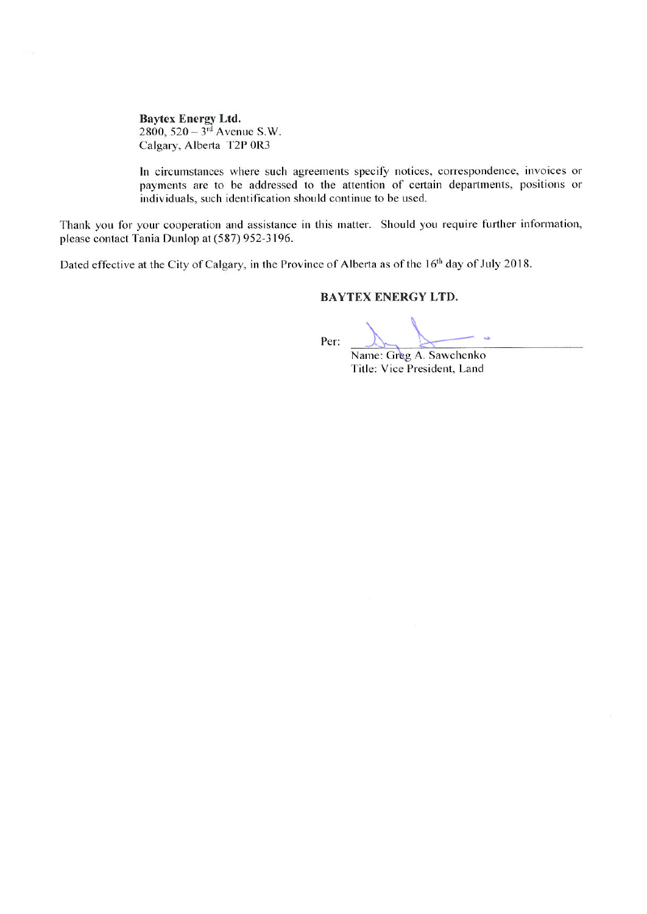**Baytex Energy Ltd.**
2800, 520 – 3rd Avenue S.W.
Calgary, Alberta T2P 0R3

In circumstances where such agreements specify notices, correspondence, invoices or payments are to be addressed to the attention of certain departments, positions or individuals, such identification should continue to be used.

Thank you for your cooperation and assistance in this matter. Should you require further information, please contact Tania Dunlop at (587) 952-3196.

Dated effective at the City of Calgary, in the Province of Alberta as of the 16th day of July 2018.

**BAYTEX ENERGY LTD.**

Per: ______________________________
Name: Greg A. Sawchenko
Title: Vice President, Land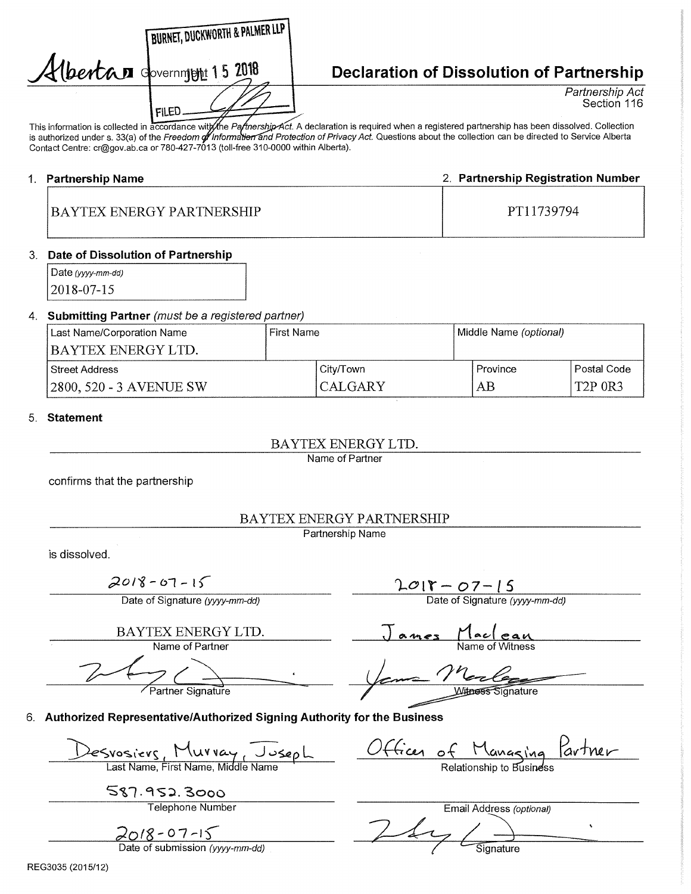BURNET, DUCKWORTH & PALMER LLP
JUL 1 5 2018
FILED

Alberta Government

# Declaration of Dissolution of Partnership

*Partnership Act*
Section 116

This information is collected in accordance with the *Partnership Act*. A declaration is required when a registered partnership has been dissolved. Collection is authorized under s. 33(a) of the *Freedom of Information and Protection of Privacy Act*. Questions about the collection can be directed to Service Alberta Contact Centre: cr@gov.ab.ca or 780-427-7013 (toll-free 310-0000 within Alberta).

| 1. **Partnership Name** | 2. **Partnership Registration Number** |
|---|---|
| BAYTEX ENERGY PARTNERSHIP | PT11739794 |

3. **Date of Dissolution of Partnership**

| Date *(yyyy-mm-dd)* |
|---|
| 2018-07-15 |

4. **Submitting Partner** *(must be a registered partner)*

| Last Name/Corporation Name | First Name | Middle Name *(optional)* | |
|---|---|---|---|
| BAYTEX ENERGY LTD. | | | |
| **Street Address** | **City/Town** | **Province** | **Postal Code** |
| 2800, 520 - 3 AVENUE SW | CALGARY | AB | T2P 0R3 |

5. **Statement**

BAYTEX ENERGY LTD.
Name of Partner

confirms that the partnership

BAYTEX ENERGY PARTNERSHIP
Partnership Name

is dissolved.

| | |
|---|---|
| 2018-07-15 | 2018-07-15 |
| Date of Signature *(yyyy-mm-dd)* | Date of Signature *(yyyy-mm-dd)* |
| BAYTEX ENERGY LTD. | James Maclean |
| Name of Partner | Name of Witness |
| [Signature] | [Signature] |
| Partner Signature | Witness Signature |

6. **Authorized Representative/Authorized Signing Authority for the Business**

| | |
|---|---|
| Desrosiers, Murray, Joseph | Officer of Managing Partner |
| Last Name, First Name, Middle Name | Relationship to Business |
| 587.952.3000 | |
| Telephone Number | Email Address *(optional)* |
| 2018-07-15 | [Signature] |
| Date of submission *(yyyy-mm-dd)* | Signature |

REG3035 (2015/12)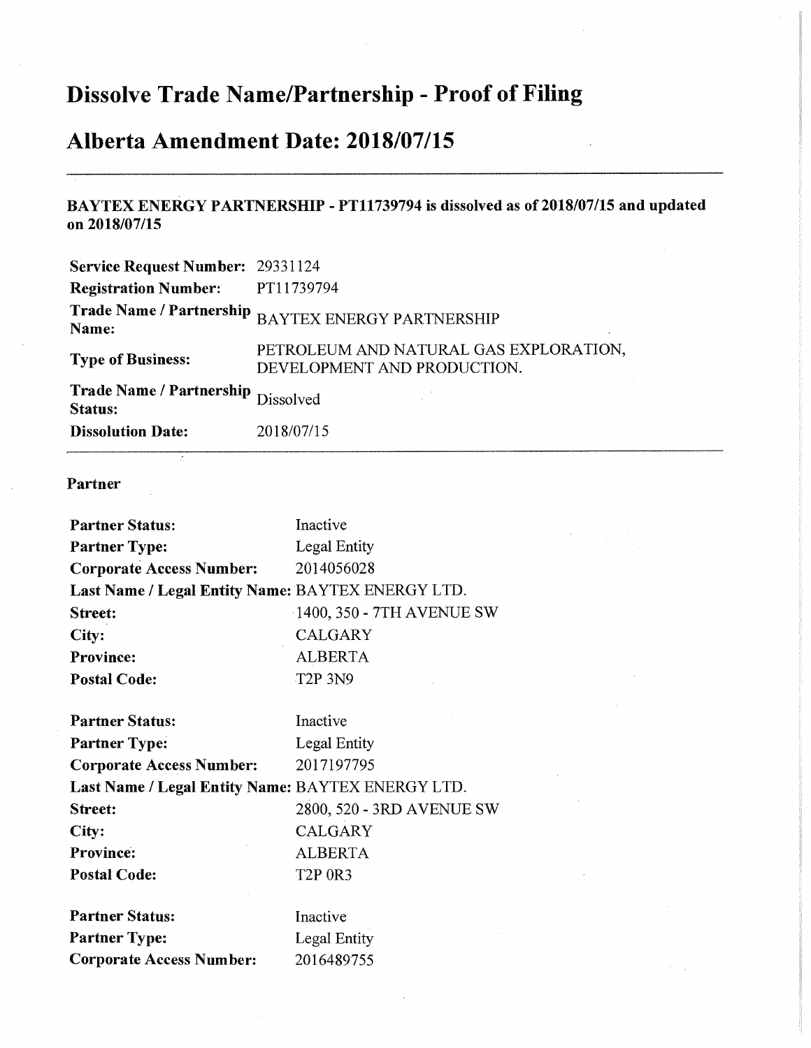# Dissolve Trade Name/Partnership - Proof of Filing

# Alberta Amendment Date: 2018/07/15

---

**BAYTEX ENERGY PARTNERSHIP - PT11739794 is dissolved as of 2018/07/15 and updated on 2018/07/15**

| | |
|---|---|
| **Service Request Number:** | 29331124 |
| **Registration Number:** | PT11739794 |
| **Trade Name / Partnership Name:** | BAYTEX ENERGY PARTNERSHIP |
| **Type of Business:** | PETROLEUM AND NATURAL GAS EXPLORATION, DEVELOPMENT AND PRODUCTION. |
| **Trade Name / Partnership Status:** | Dissolved |
| **Dissolution Date:** | 2018/07/15 |

---

**Partner**

| | |
|---|---|
| **Partner Status:** | Inactive |
| **Partner Type:** | Legal Entity |
| **Corporate Access Number:** | 2014056028 |
| **Last Name / Legal Entity Name:** | BAYTEX ENERGY LTD. |
| **Street:** | 1400, 350 - 7TH AVENUE SW |
| **City:** | CALGARY |
| **Province:** | ALBERTA |
| **Postal Code:** | T2P 3N9 |

| | |
|---|---|
| **Partner Status:** | Inactive |
| **Partner Type:** | Legal Entity |
| **Corporate Access Number:** | 2017197795 |
| **Last Name / Legal Entity Name:** | BAYTEX ENERGY LTD. |
| **Street:** | 2800, 520 - 3RD AVENUE SW |
| **City:** | CALGARY |
| **Province:** | ALBERTA |
| **Postal Code:** | T2P 0R3 |

| | |
|---|---|
| **Partner Status:** | Inactive |
| **Partner Type:** | Legal Entity |
| **Corporate Access Number:** | 2016489755 |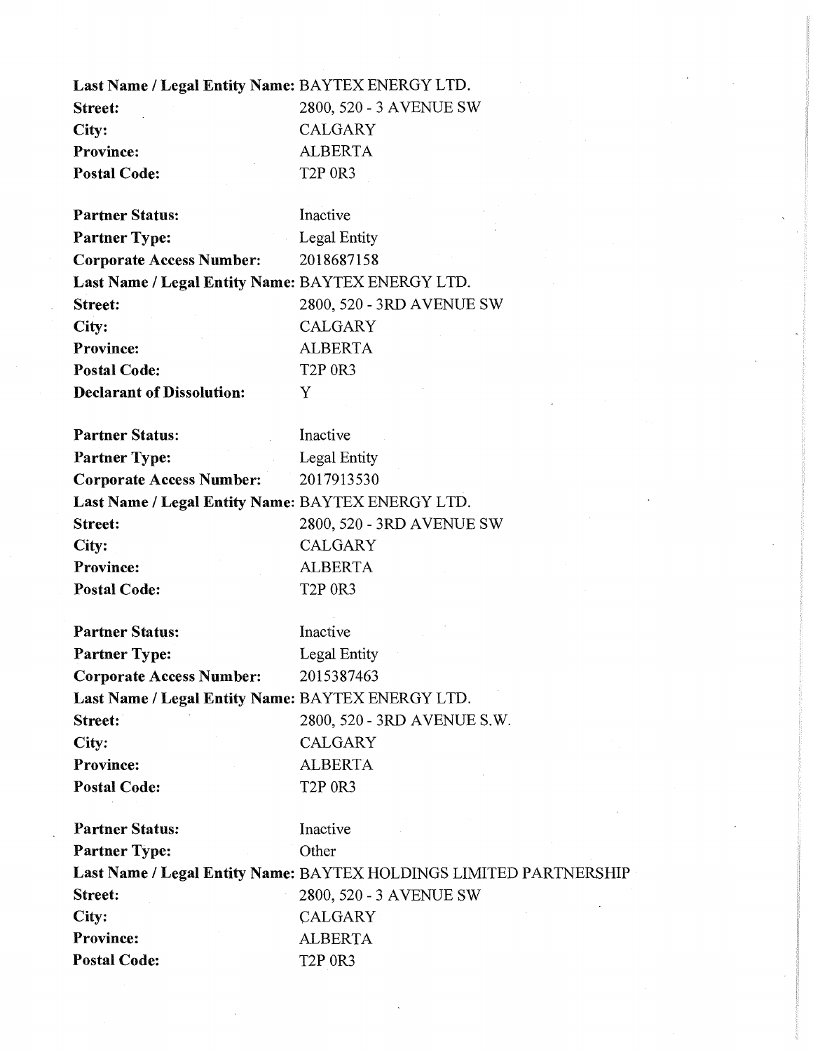**Last Name / Legal Entity Name:** BAYTEX ENERGY LTD.
**Street:** 2800, 520 - 3 AVENUE SW
**City:** CALGARY
**Province:** ALBERTA
**Postal Code:** T2P 0R3

**Partner Status:** Inactive
**Partner Type:** Legal Entity
**Corporate Access Number:** 2018687158
**Last Name / Legal Entity Name:** BAYTEX ENERGY LTD.
**Street:** 2800, 520 - 3RD AVENUE SW
**City:** CALGARY
**Province:** ALBERTA
**Postal Code:** T2P 0R3
**Declarant of Dissolution:** Y

**Partner Status:** Inactive
**Partner Type:** Legal Entity
**Corporate Access Number:** 2017913530
**Last Name / Legal Entity Name:** BAYTEX ENERGY LTD.
**Street:** 2800, 520 - 3RD AVENUE SW
**City:** CALGARY
**Province:** ALBERTA
**Postal Code:** T2P 0R3

**Partner Status:** Inactive
**Partner Type:** Legal Entity
**Corporate Access Number:** 2015387463
**Last Name / Legal Entity Name:** BAYTEX ENERGY LTD.
**Street:** 2800, 520 - 3RD AVENUE S.W.
**City:** CALGARY
**Province:** ALBERTA
**Postal Code:** T2P 0R3

**Partner Status:** Inactive
**Partner Type:** Other
**Last Name / Legal Entity Name:** BAYTEX HOLDINGS LIMITED PARTNERSHIP
**Street:** 2800, 520 - 3 AVENUE SW
**City:** CALGARY
**Province:** ALBERTA
**Postal Code:** T2P 0R3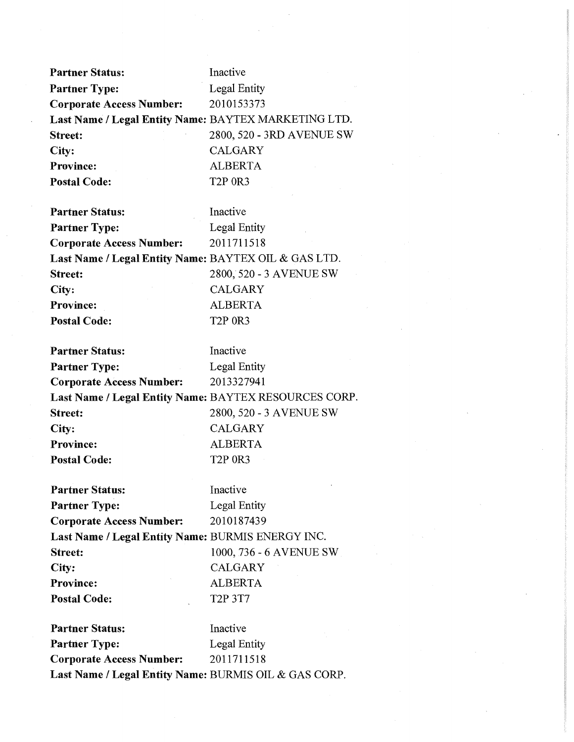**Partner Status:** Inactive
**Partner Type:** Legal Entity
**Corporate Access Number:** 2010153373
**Last Name / Legal Entity Name:** BAYTEX MARKETING LTD.
**Street:** 2800, 520 - 3RD AVENUE SW
**City:** CALGARY
**Province:** ALBERTA
**Postal Code:** T2P 0R3

**Partner Status:** Inactive
**Partner Type:** Legal Entity
**Corporate Access Number:** 2011711518
**Last Name / Legal Entity Name:** BAYTEX OIL & GAS LTD.
**Street:** 2800, 520 - 3 AVENUE SW
**City:** CALGARY
**Province:** ALBERTA
**Postal Code:** T2P 0R3

**Partner Status:** Inactive
**Partner Type:** Legal Entity
**Corporate Access Number:** 2013327941
**Last Name / Legal Entity Name:** BAYTEX RESOURCES CORP.
**Street:** 2800, 520 - 3 AVENUE SW
**City:** CALGARY
**Province:** ALBERTA
**Postal Code:** T2P 0R3

**Partner Status:** Inactive
**Partner Type:** Legal Entity
**Corporate Access Number:** 2010187439
**Last Name / Legal Entity Name:** BURMIS ENERGY INC.
**Street:** 1000, 736 - 6 AVENUE SW
**City:** CALGARY
**Province:** ALBERTA
**Postal Code:** T2P 3T7

**Partner Status:** Inactive
**Partner Type:** Legal Entity
**Corporate Access Number:** 2011711518
**Last Name / Legal Entity Name:** BURMIS OIL & GAS CORP.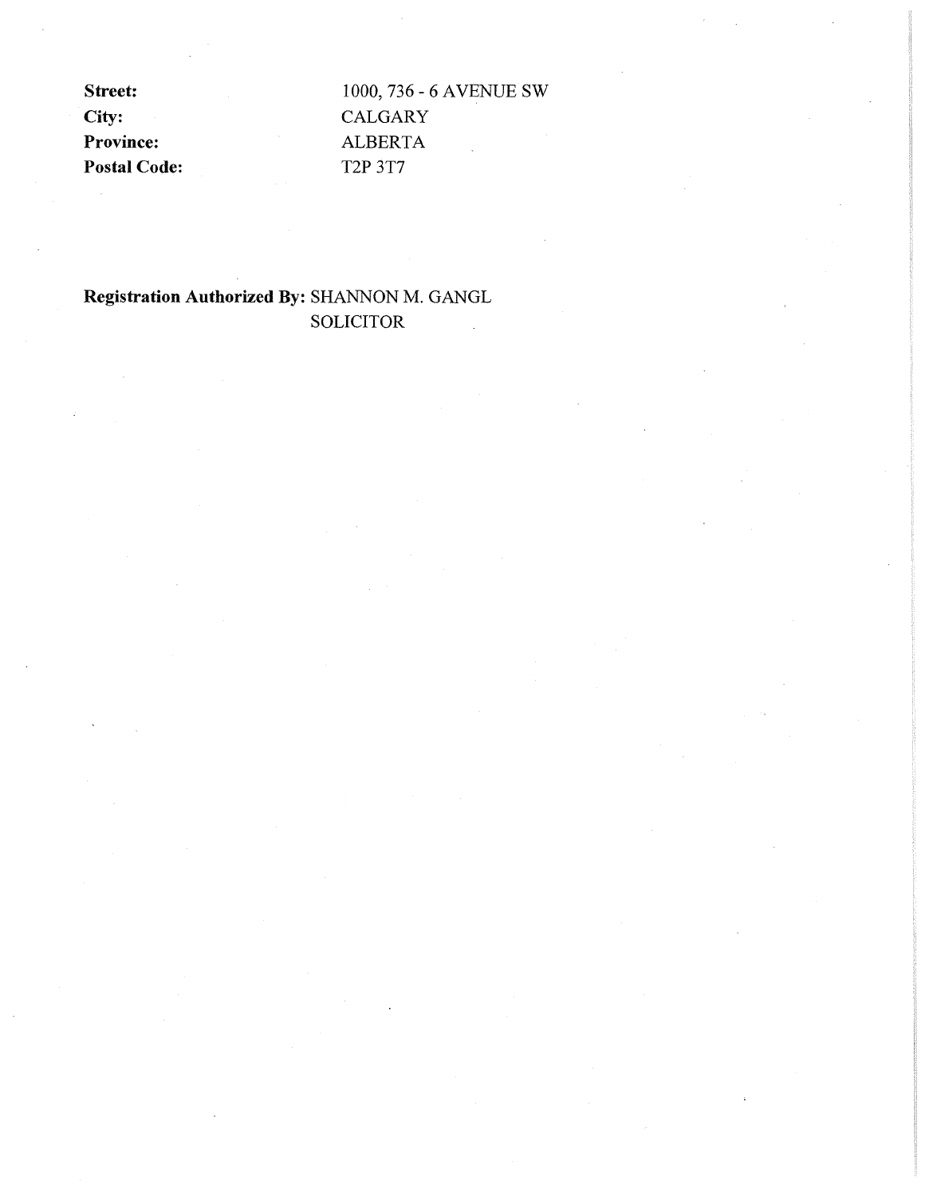**Street:** 1000, 736 - 6 AVENUE SW
**City:** CALGARY
**Province:** ALBERTA
**Postal Code:** T2P 3T7

**Registration Authorized By:** SHANNON M. GANGL
SOLICITOR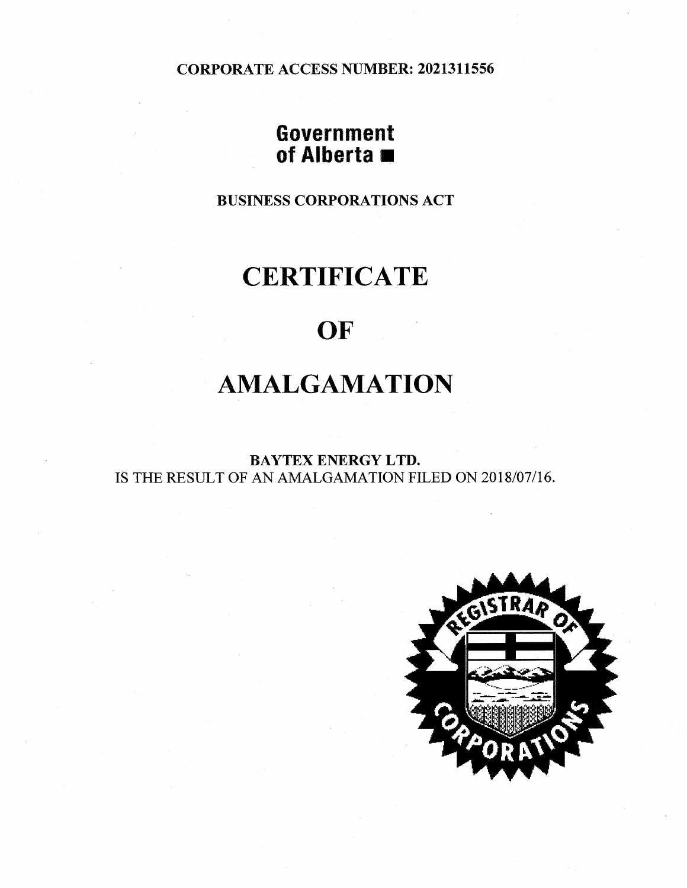CORPORATE ACCESS NUMBER: 2021311556

**Government of Alberta**

BUSINESS CORPORATIONS ACT

# CERTIFICATE

# OF

# AMALGAMATION

BAYTEX ENERGY LTD.
IS THE RESULT OF AN AMALGAMATION FILED ON 2018/07/16.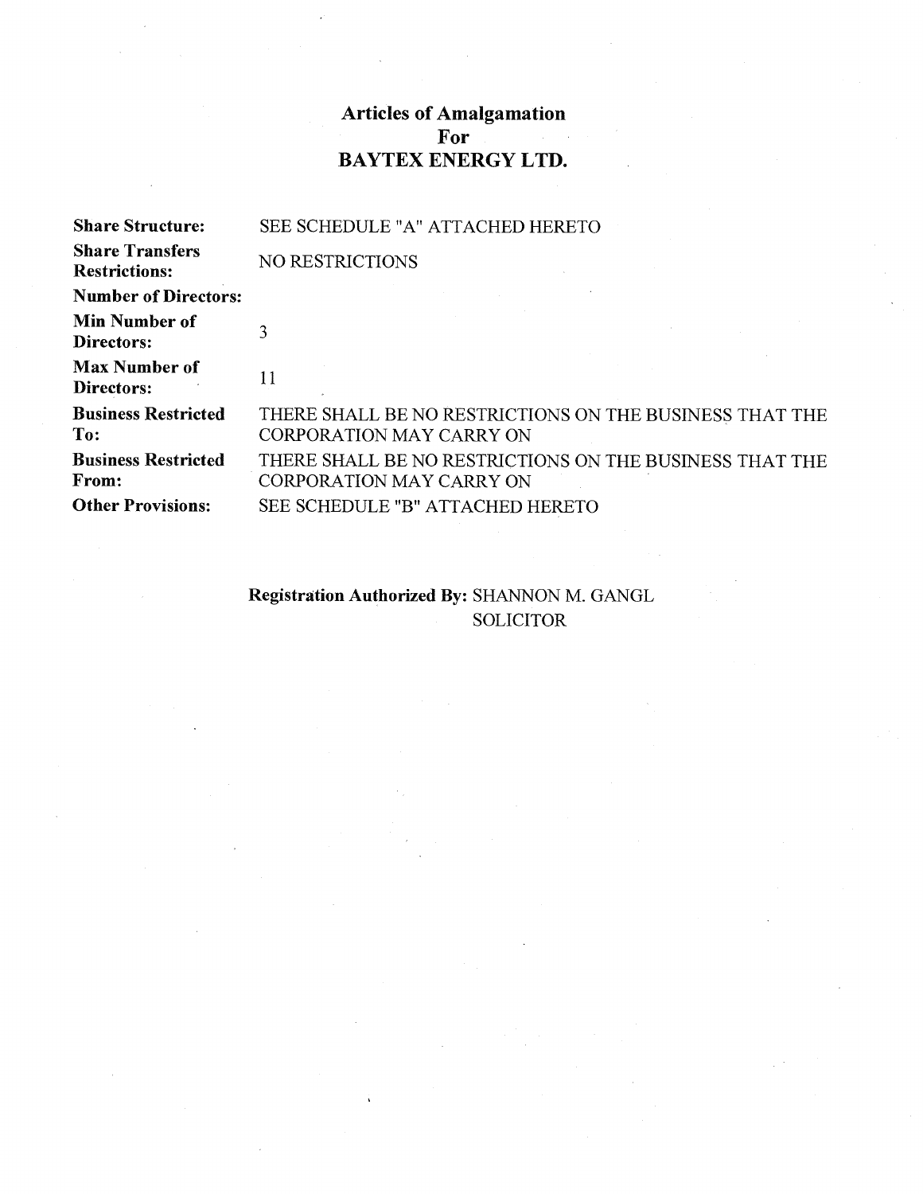# Articles of Amalgamation
# For
# BAYTEX ENERGY LTD.

| | |
|---|---|
| **Share Structure:** | SEE SCHEDULE "A" ATTACHED HERETO |
| **Share Transfers Restrictions:** | NO RESTRICTIONS |
| **Number of Directors:** | |
| **Min Number of Directors:** | 3 |
| **Max Number of Directors:** | 11 |
| **Business Restricted To:** | THERE SHALL BE NO RESTRICTIONS ON THE BUSINESS THAT THE CORPORATION MAY CARRY ON |
| **Business Restricted From:** | THERE SHALL BE NO RESTRICTIONS ON THE BUSINESS THAT THE CORPORATION MAY CARRY ON |
| **Other Provisions:** | SEE SCHEDULE "B" ATTACHED HERETO |

**Registration Authorized By:** SHANNON M. GANGL
SOLICITOR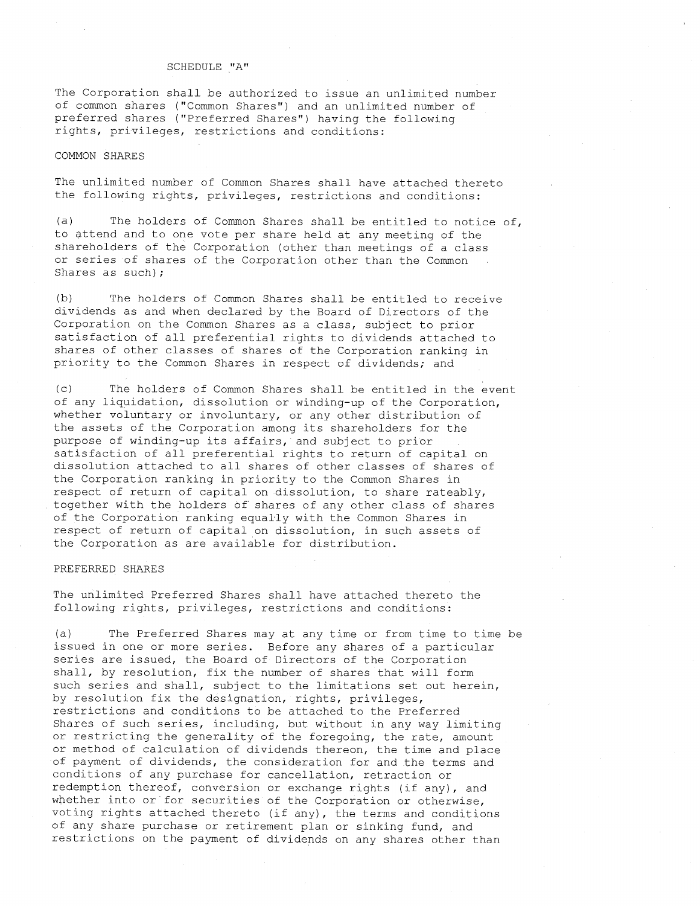## SCHEDULE "A"

The Corporation shall be authorized to issue an unlimited number of common shares ("Common Shares") and an unlimited number of preferred shares ("Preferred Shares") having the following rights, privileges, restrictions and conditions:

### COMMON SHARES

The unlimited number of Common Shares shall have attached thereto the following rights, privileges, restrictions and conditions:

(a) The holders of Common Shares shall be entitled to notice of, to attend and to one vote per share held at any meeting of the shareholders of the Corporation (other than meetings of a class or series of shares of the Corporation other than the Common Shares as such);

(b) The holders of Common Shares shall be entitled to receive dividends as and when declared by the Board of Directors of the Corporation on the Common Shares as a class, subject to prior satisfaction of all preferential rights to dividends attached to shares of other classes of shares of the Corporation ranking in priority to the Common Shares in respect of dividends; and

(c) The holders of Common Shares shall be entitled in the event of any liquidation, dissolution or winding-up of the Corporation, whether voluntary or involuntary, or any other distribution of the assets of the Corporation among its shareholders for the purpose of winding-up its affairs, and subject to prior satisfaction of all preferential rights to return of capital on dissolution attached to all shares of other classes of shares of the Corporation ranking in priority to the Common Shares in respect of return of capital on dissolution, to share rateably, together with the holders of shares of any other class of shares of the Corporation ranking equally with the Common Shares in respect of return of capital on dissolution, in such assets of the Corporation as are available for distribution.

### PREFERRED SHARES

The unlimited Preferred Shares shall have attached thereto the following rights, privileges, restrictions and conditions:

(a) The Preferred Shares may at any time or from time to time be issued in one or more series. Before any shares of a particular series are issued, the Board of Directors of the Corporation shall, by resolution, fix the number of shares that will form such series and shall, subject to the limitations set out herein, by resolution fix the designation, rights, privileges, restrictions and conditions to be attached to the Preferred Shares of such series, including, but without in any way limiting or restricting the generality of the foregoing, the rate, amount or method of calculation of dividends thereon, the time and place of payment of dividends, the consideration for and the terms and conditions of any purchase for cancellation, retraction or redemption thereof, conversion or exchange rights (if any), and whether into or for securities of the Corporation or otherwise, voting rights attached thereto (if any), the terms and conditions of any share purchase or retirement plan or sinking fund, and restrictions on the payment of dividends on any shares other than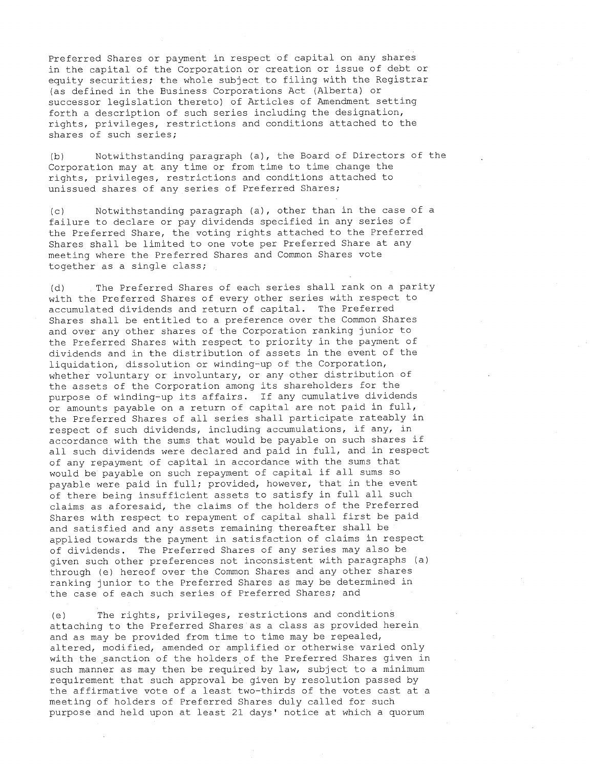Preferred Shares or payment in respect of capital on any shares in the capital of the Corporation or creation or issue of debt or equity securities; the whole subject to filing with the Registrar (as defined in the Business Corporations Act (Alberta) or successor legislation thereto) of Articles of Amendment setting forth a description of such series including the designation, rights, privileges, restrictions and conditions attached to the shares of such series;

(b) Notwithstanding paragraph (a), the Board of Directors of the Corporation may at any time or from time to time change the rights, privileges, restrictions and conditions attached to unissued shares of any series of Preferred Shares;

(c) Notwithstanding paragraph (a), other than in the case of a failure to declare or pay dividends specified in any series of the Preferred Share, the voting rights attached to the Preferred Shares shall be limited to one vote per Preferred Share at any meeting where the Preferred Shares and Common Shares vote together as a single class;

(d) The Preferred Shares of each series shall rank on a parity with the Preferred Shares of every other series with respect to accumulated dividends and return of capital. The Preferred Shares shall be entitled to a preference over the Common Shares and over any other shares of the Corporation ranking junior to the Preferred Shares with respect to priority in the payment of dividends and in the distribution of assets in the event of the liquidation, dissolution or winding-up of the Corporation, whether voluntary or involuntary, or any other distribution of the assets of the Corporation among its shareholders for the purpose of winding-up its affairs. If any cumulative dividends or amounts payable on a return of capital are not paid in full, the Preferred Shares of all series shall participate rateably in respect of such dividends, including accumulations, if any, in accordance with the sums that would be payable on such shares if all such dividends were declared and paid in full, and in respect of any repayment of capital in accordance with the sums that would be payable on such repayment of capital if all sums so payable were paid in full; provided, however, that in the event of there being insufficient assets to satisfy in full all such claims as aforesaid, the claims of the holders of the Preferred Shares with respect to repayment of capital shall first be paid and satisfied and any assets remaining thereafter shall be applied towards the payment in satisfaction of claims in respect of dividends. The Preferred Shares of any series may also be given such other preferences not inconsistent with paragraphs (a) through (e) hereof over the Common Shares and any other shares ranking junior to the Preferred Shares as may be determined in the case of each such series of Preferred Shares; and

(e) The rights, privileges, restrictions and conditions attaching to the Preferred Shares as a class as provided herein and as may be provided from time to time may be repealed, altered, modified, amended or amplified or otherwise varied only with the sanction of the holders of the Preferred Shares given in such manner as may then be required by law, subject to a minimum requirement that such approval be given by resolution passed by the affirmative vote of a least two-thirds of the votes cast at a meeting of holders of Preferred Shares duly called for such purpose and held upon at least 21 days' notice at which a quorum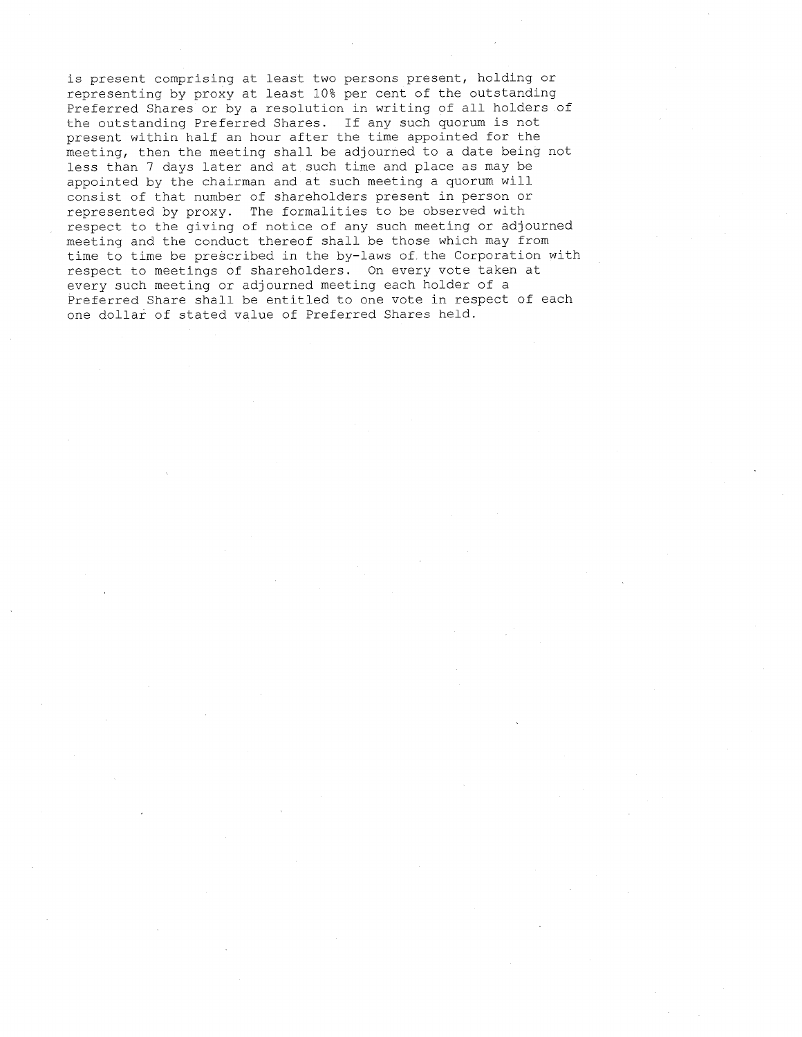is present comprising at least two persons present, holding or representing by proxy at least 10% per cent of the outstanding Preferred Shares or by a resolution in writing of all holders of the outstanding Preferred Shares. If any such quorum is not present within half an hour after the time appointed for the meeting, then the meeting shall be adjourned to a date being not less than 7 days later and at such time and place as may be appointed by the chairman and at such meeting a quorum will consist of that number of shareholders present in person or represented by proxy. The formalities to be observed with respect to the giving of notice of any such meeting or adjourned meeting and the conduct thereof shall be those which may from time to time be prescribed in the by-laws of the Corporation with respect to meetings of shareholders. On every vote taken at every such meeting or adjourned meeting each holder of a Preferred Share shall be entitled to one vote in respect of each one dollar of stated value of Preferred Shares held.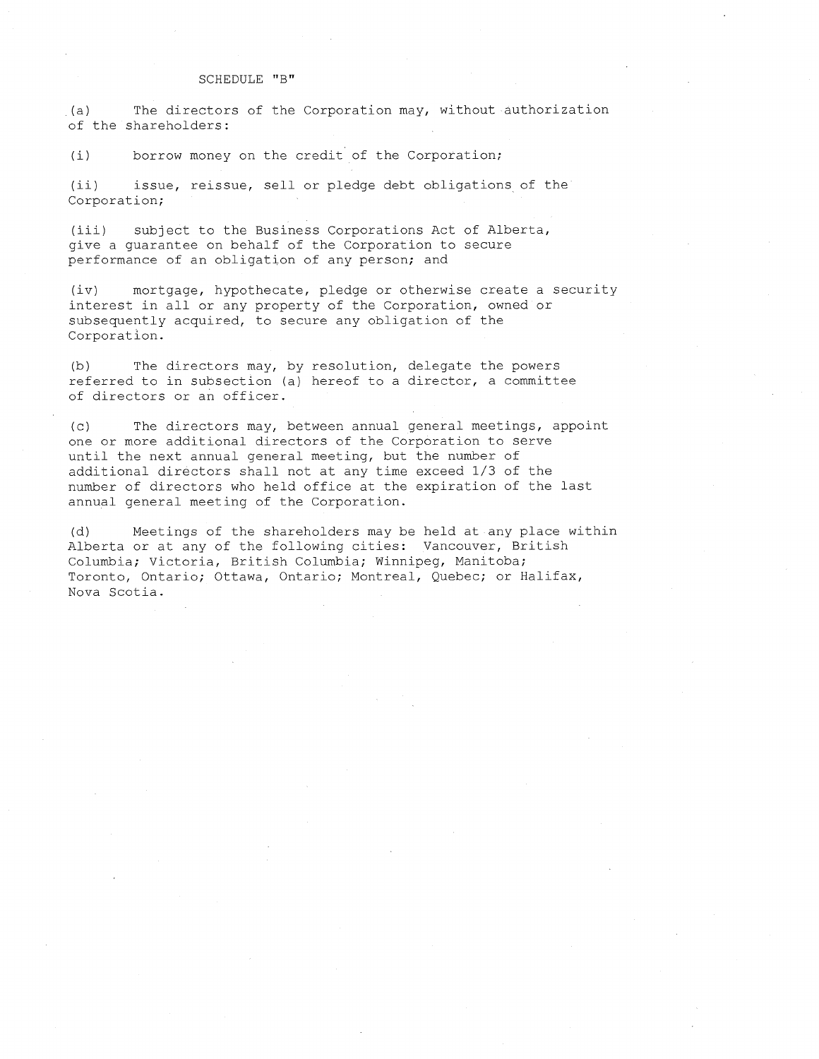# SCHEDULE "B"

(a) The directors of the Corporation may, without authorization of the shareholders:

(i) borrow money on the credit of the Corporation;

(ii) issue, reissue, sell or pledge debt obligations of the Corporation;

(iii) subject to the Business Corporations Act of Alberta, give a guarantee on behalf of the Corporation to secure performance of an obligation of any person; and

(iv) mortgage, hypothecate, pledge or otherwise create a security interest in all or any property of the Corporation, owned or subsequently acquired, to secure any obligation of the Corporation.

(b) The directors may, by resolution, delegate the powers referred to in subsection (a) hereof to a director, a committee of directors or an officer.

(c) The directors may, between annual general meetings, appoint one or more additional directors of the Corporation to serve until the next annual general meeting, but the number of additional directors shall not at any time exceed 1/3 of the number of directors who held office at the expiration of the last annual general meeting of the Corporation.

(d) Meetings of the shareholders may be held at any place within Alberta or at any of the following cities: Vancouver, British Columbia; Victoria, British Columbia; Winnipeg, Manitoba; Toronto, Ontario; Ottawa, Ontario; Montreal, Quebec; or Halifax, Nova Scotia.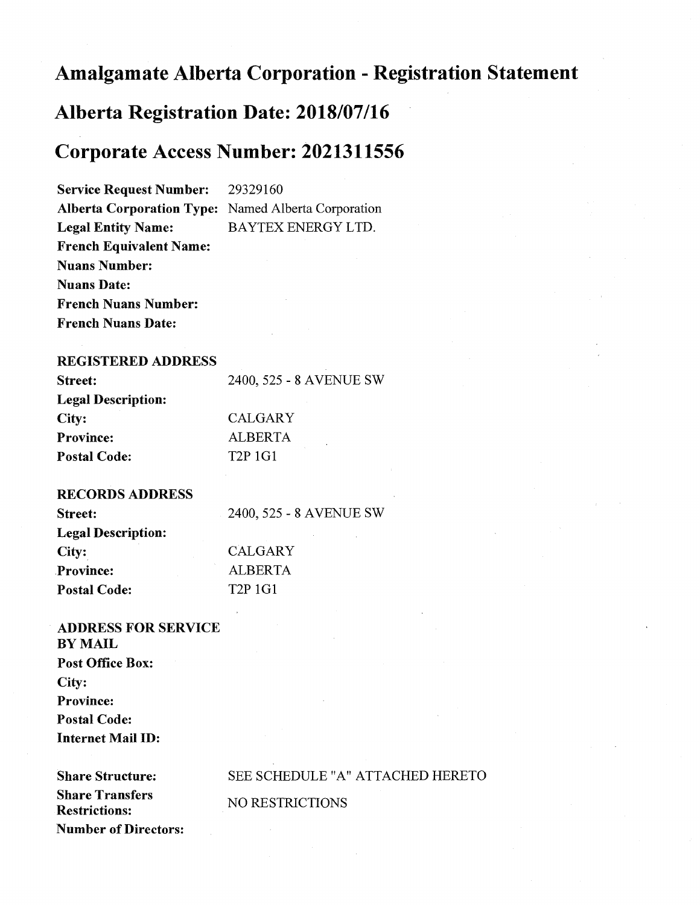# Amalgamate Alberta Corporation - Registration Statement

# Alberta Registration Date: 2018/07/16

# Corporate Access Number: 2021311556

| | |
|---|---|
| **Service Request Number:** | 29329160 |
| **Alberta Corporation Type:** | Named Alberta Corporation |
| **Legal Entity Name:** | BAYTEX ENERGY LTD. |
| **French Equivalent Name:** | |
| **Nuans Number:** | |
| **Nuans Date:** | |
| **French Nuans Number:** | |
| **French Nuans Date:** | |

**REGISTERED ADDRESS**

| | |
|---|---|
| **Street:** | 2400, 525 - 8 AVENUE SW |
| **Legal Description:** | |
| **City:** | CALGARY |
| **Province:** | ALBERTA |
| **Postal Code:** | T2P 1G1 |

**RECORDS ADDRESS**

| | |
|---|---|
| **Street:** | 2400, 525 - 8 AVENUE SW |
| **Legal Description:** | |
| **City:** | CALGARY |
| **Province:** | ALBERTA |
| **Postal Code:** | T2P 1G1 |

**ADDRESS FOR SERVICE BY MAIL**

| | |
|---|---|
| **Post Office Box:** | |
| **City:** | |
| **Province:** | |
| **Postal Code:** | |
| **Internet Mail ID:** | |

| | |
|---|---|
| **Share Structure:** | SEE SCHEDULE "A" ATTACHED HERETO |
| **Share Transfers Restrictions:** | NO RESTRICTIONS |
| **Number of Directors:** | |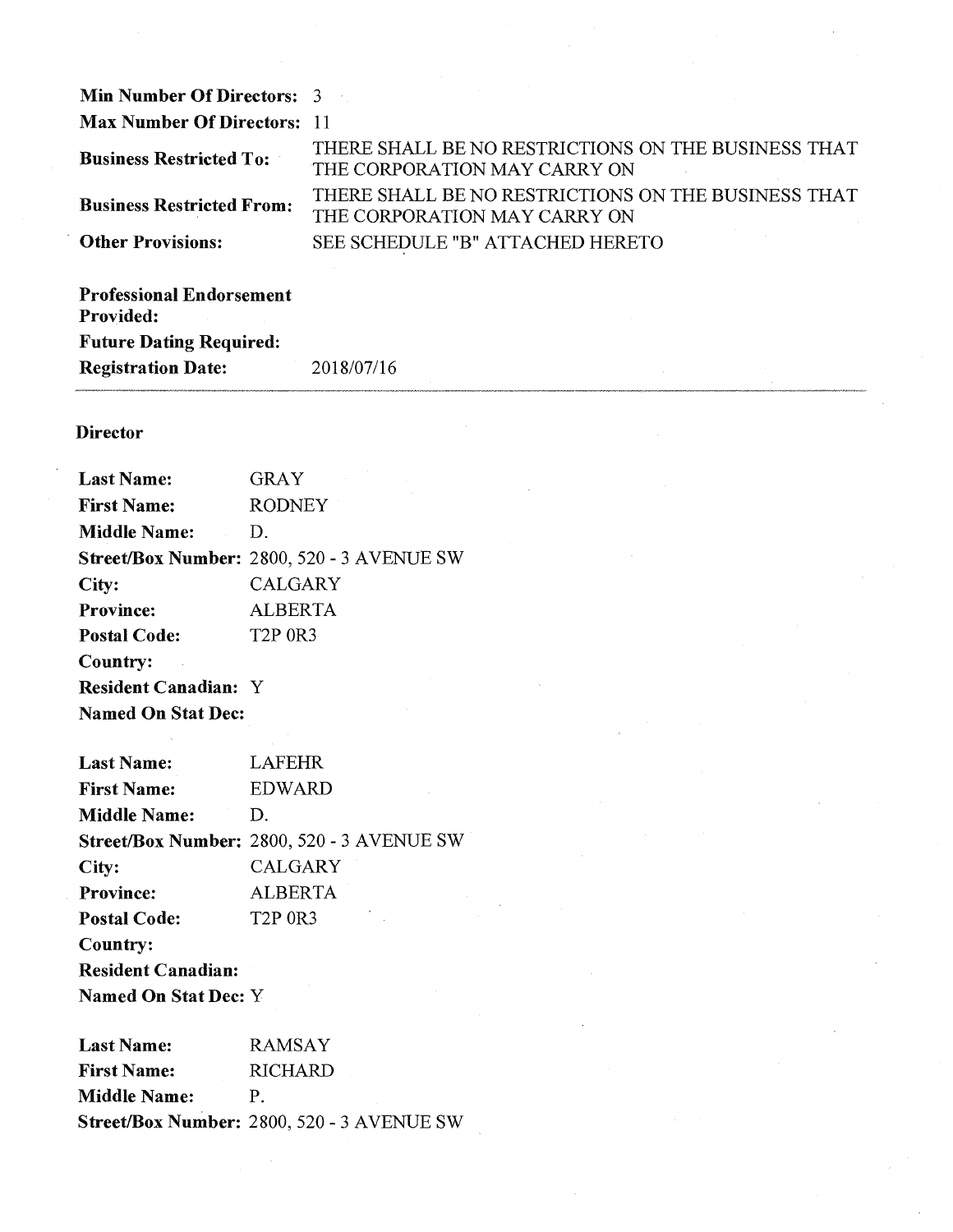**Min Number Of Directors:** 3

**Max Number Of Directors:** 11

**Business Restricted To:** THERE SHALL BE NO RESTRICTIONS ON THE BUSINESS THAT THE CORPORATION MAY CARRY ON

**Business Restricted From:** THERE SHALL BE NO RESTRICTIONS ON THE BUSINESS THAT THE CORPORATION MAY CARRY ON

**Other Provisions:** SEE SCHEDULE "B" ATTACHED HERETO

**Professional Endorsement Provided:**

**Future Dating Required:**

**Registration Date:** 2018/07/16

---

**Director**

**Last Name:** GRAY
**First Name:** RODNEY
**Middle Name:** D.
**Street/Box Number:** 2800, 520 - 3 AVENUE SW
**City:** CALGARY
**Province:** ALBERTA
**Postal Code:** T2P 0R3
**Country:**
**Resident Canadian:** Y
**Named On Stat Dec:**

**Last Name:** LAFEHR
**First Name:** EDWARD
**Middle Name:** D.
**Street/Box Number:** 2800, 520 - 3 AVENUE SW
**City:** CALGARY
**Province:** ALBERTA
**Postal Code:** T2P 0R3
**Country:**
**Resident Canadian:**
**Named On Stat Dec:** Y

**Last Name:** RAMSAY
**First Name:** RICHARD
**Middle Name:** P.
**Street/Box Number:** 2800, 520 - 3 AVENUE SW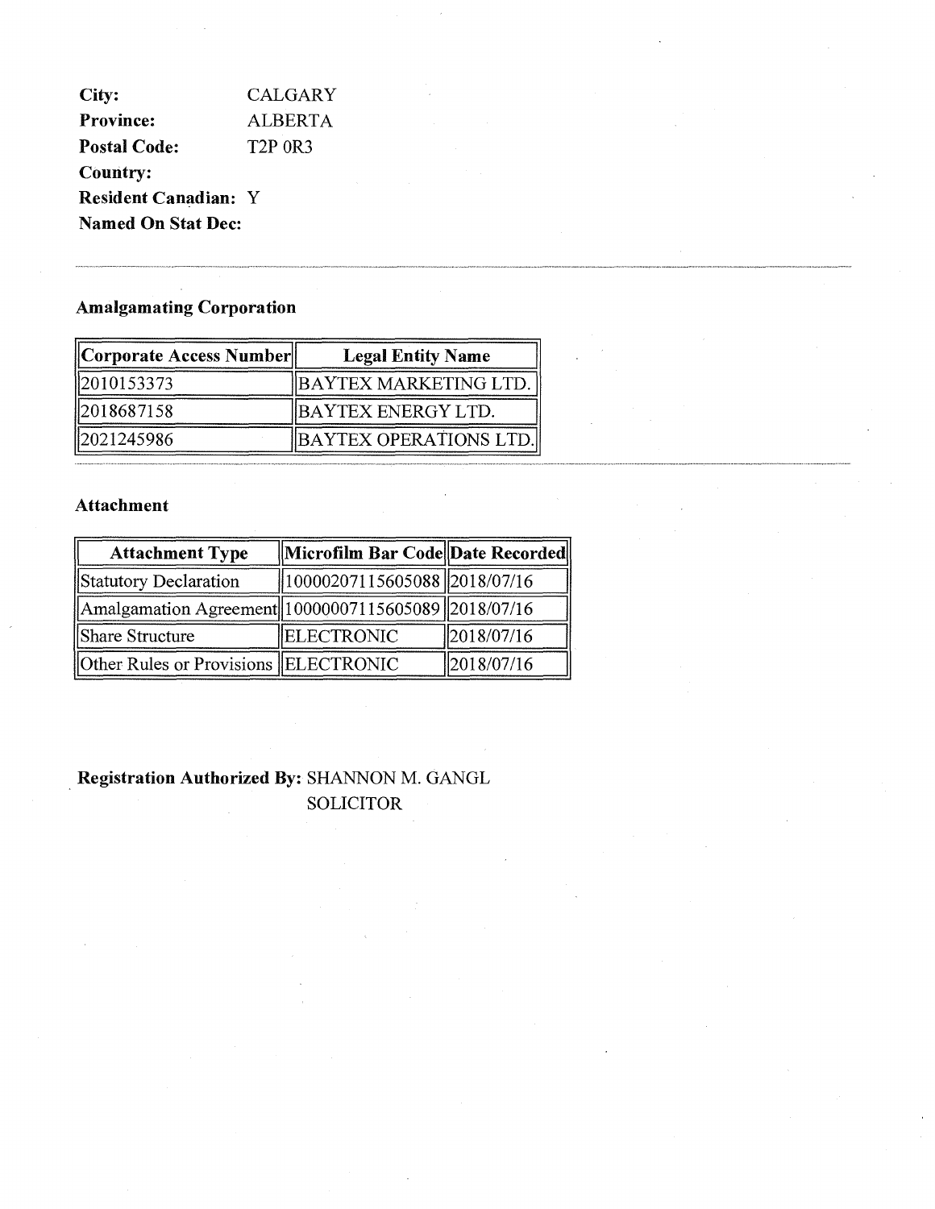**City:** CALGARY
**Province:** ALBERTA
**Postal Code:** T2P 0R3
**Country:**
**Resident Canadian:** Y
**Named On Stat Dec:**

---

### Amalgamating Corporation

| Corporate Access Number | Legal Entity Name |
|---|---|
| 2010153373 | BAYTEX MARKETING LTD. |
| 2018687158 | BAYTEX ENERGY LTD. |
| 2021245986 | BAYTEX OPERATIONS LTD. |

---

### Attachment

| Attachment Type | Microfilm Bar Code | Date Recorded |
|---|---|---|
| Statutory Declaration | 10000207115605088 | 2018/07/16 |
| Amalgamation Agreement | 10000007115605089 | 2018/07/16 |
| Share Structure | ELECTRONIC | 2018/07/16 |
| Other Rules or Provisions | ELECTRONIC | 2018/07/16 |

**Registration Authorized By:** SHANNON M. GANGL
SOLICITOR